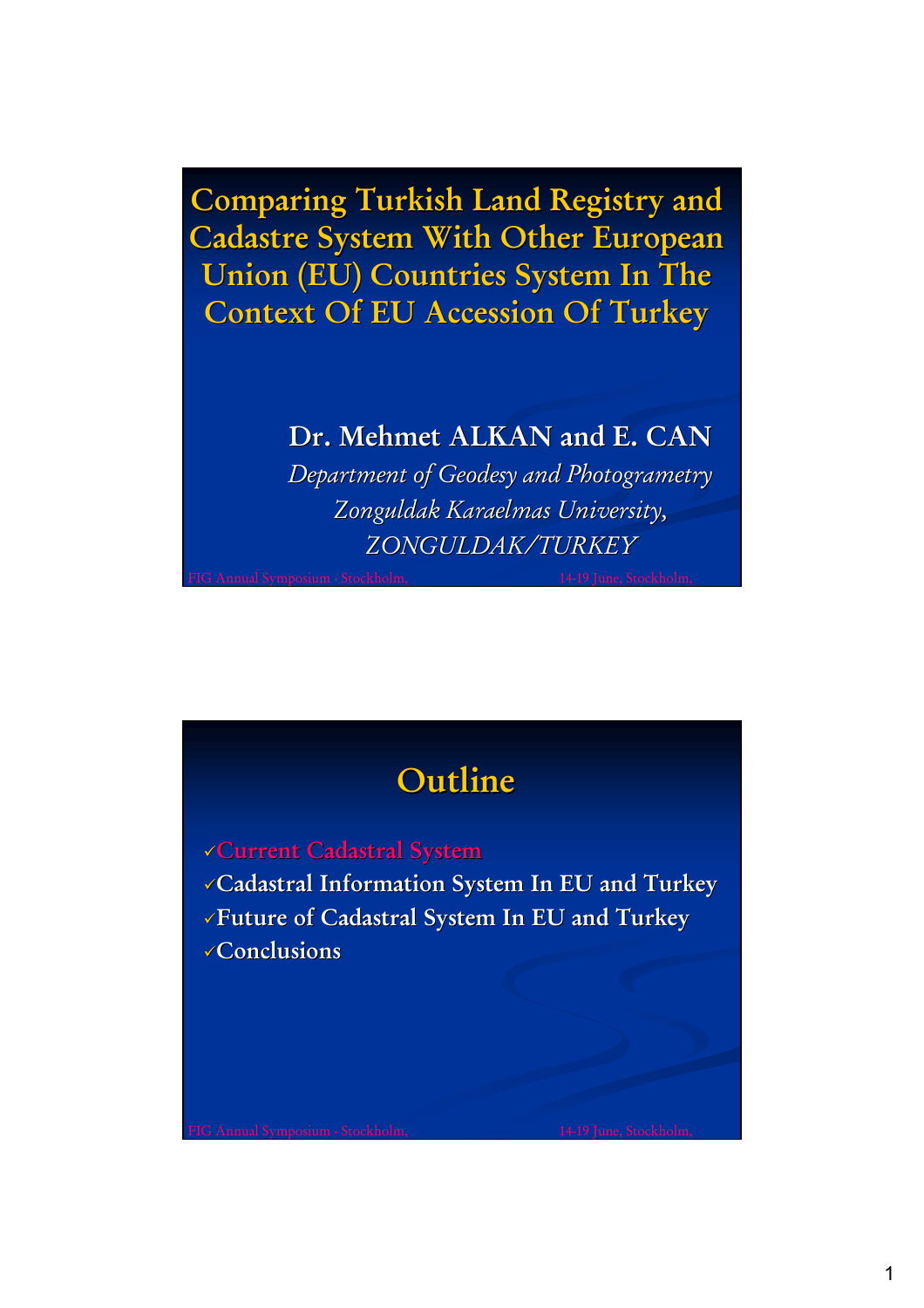# Comparing Turkish Land Registry and Cadastre System With Other European Union (EU) Countries System In The Context Of EU Accession Of Turkey

**Dr. Mehmet ALKAN and E. CAN**

*Department of Geodesy and Photogrammetry*
*Zonguldak Karaelmas University,*
*ZONGULDAK/TURKEY*

## Outline

- ✓Current Cadastral System
- ✓Cadastral Information System In EU and Turkey
- ✓Future of Cadastral System In EU and Turkey
- ✓Conclusions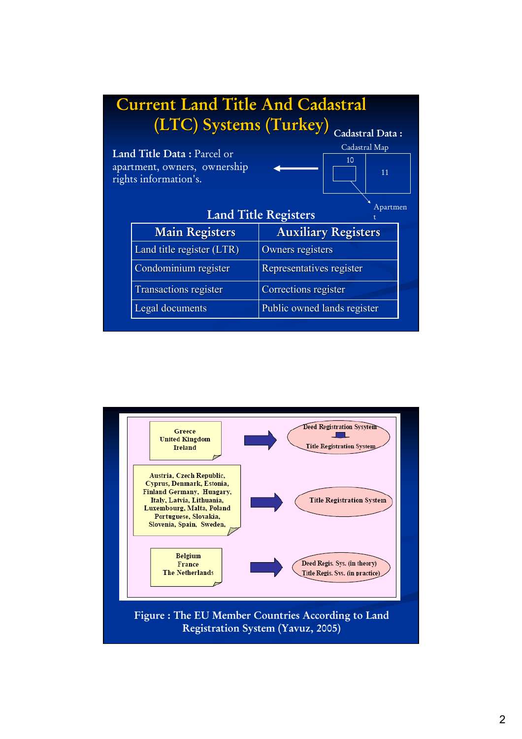# Current Land Title And Cadastral (LTC) Systems (Turkey)

**Land Title Data :** Parcel or apartment, owners, ownership rights information's.

**Cadastral Data :**

Cadastral Map

10 | 11

Apartment

## Land Title Registers

| Main Registers | Auxiliary Registers |
|---|---|
| Land title register (LTR) | Owners registers |
| Condominium register | Representatives register |
| Transactions register | Corrections register |
| Legal documents | Public owned lands register |

---

| Countries | | System |
|---|---|---|
| Greece, United Kingdom, Ireland | → | Deed Registration System → Title Registration System |
| Austria, Czech Republic, Cyprus, Denmark, Estonia, Finland Germany, Hungary, Italy, Latvia, Lithuania, Luxembourg, Malta, Poland, Portuguese, Slovakia, Slovenia, Spain, Sweden, | → | Title Registration System |
| Belgium, France, The Netherlands | → | Deed Regis. Sys. (in theory) Title Regis. Sys. (in practice) |

Figure : The EU Member Countries According to Land Registration System (Yavuz, 2005)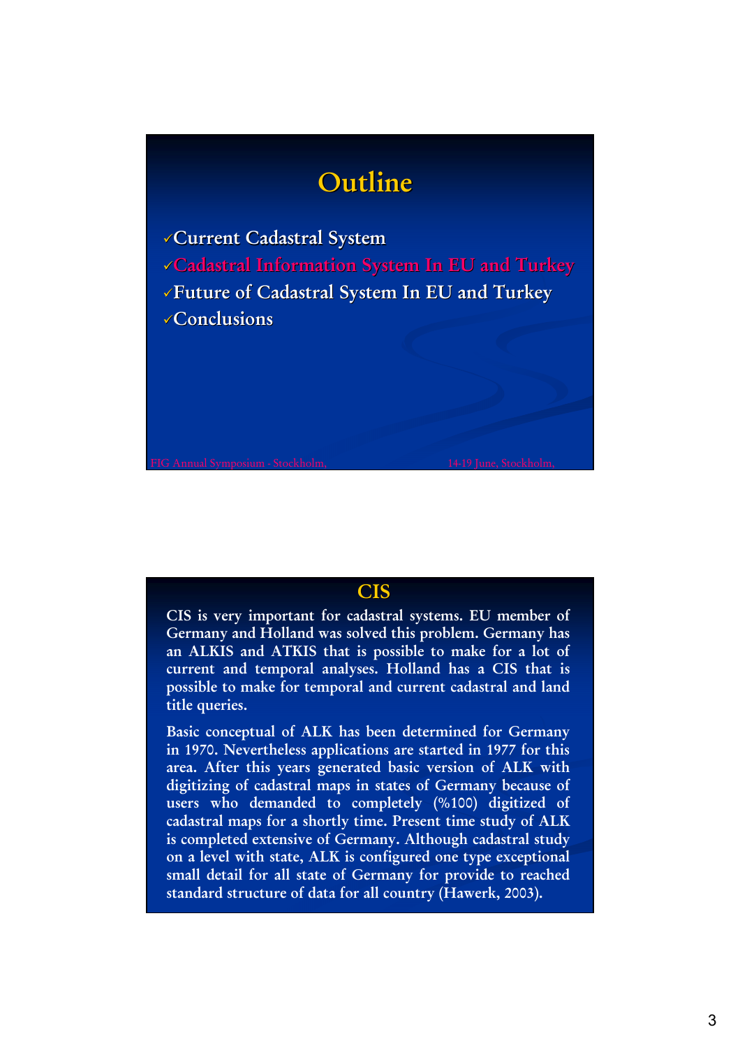# Outline

- ✓Current Cadastral System
- ✓Cadastral Information System In EU and Turkey
- ✓Future of Cadastral System In EU and Turkey
- ✓Conclusions

# CIS

CIS is very important for cadastral systems. EU member of Germany and Holland was solved this problem. Germany has an ALKIS and ATKIS that is possible to make for a lot of current and temporal analyses. Holland has a CIS that is possible to make for temporal and current cadastral and land title queries.

Basic conceptual of ALK has been determined for Germany in 1970. Nevertheless applications are started in 1977 for this area. After this years generated basic version of ALK with digitizing of cadastral maps in states of Germany because of users who demanded to completely (%100) digitized of cadastral maps for a shortly time. Present time study of ALK is completed extensive of Germany. Although cadastral study on a level with state, ALK is configured one type exceptional small detail for all state of Germany for provide to reached standard structure of data for all country (Hawerk, 2003).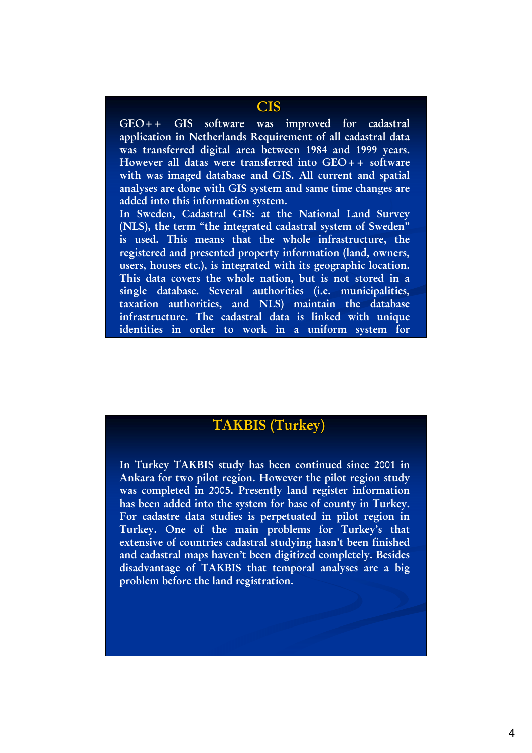## CIS

GEO++ GIS software was improved for cadastral application in Netherlands Requirement of all cadastral data was transferred digital area between 1984 and 1999 years. However all datas were transferred into GEO++ software with was imaged database and GIS. All current and spatial analyses are done with GIS system and same time changes are added into this information system.

In Sweden, Cadastral GIS: at the National Land Survey (NLS), the term "the integrated cadastral system of Sweden" is used. This means that the whole infrastructure, the registered and presented property information (land, owners, users, houses etc.), is integrated with its geographic location. This data covers the whole nation, but is not stored in a single database. Several authorities (i.e. municipalities, taxation authorities, and NLS) maintain the database infrastructure. The cadastral data is linked with unique identities in order to work in a uniform system for

## TAKBIS (Turkey)

In Turkey TAKBIS study has been continued since 2001 in Ankara for two pilot region. However the pilot region study was completed in 2005. Presently land register information has been added into the system for base of county in Turkey. For cadastre data studies is perpetuated in pilot region in Turkey. One of the main problems for Turkey's that extensive of countries cadastral studying hasn't been finished and cadastral maps haven't been digitized completely. Besides disadvantage of TAKBIS that temporal analyses are a big problem before the land registration.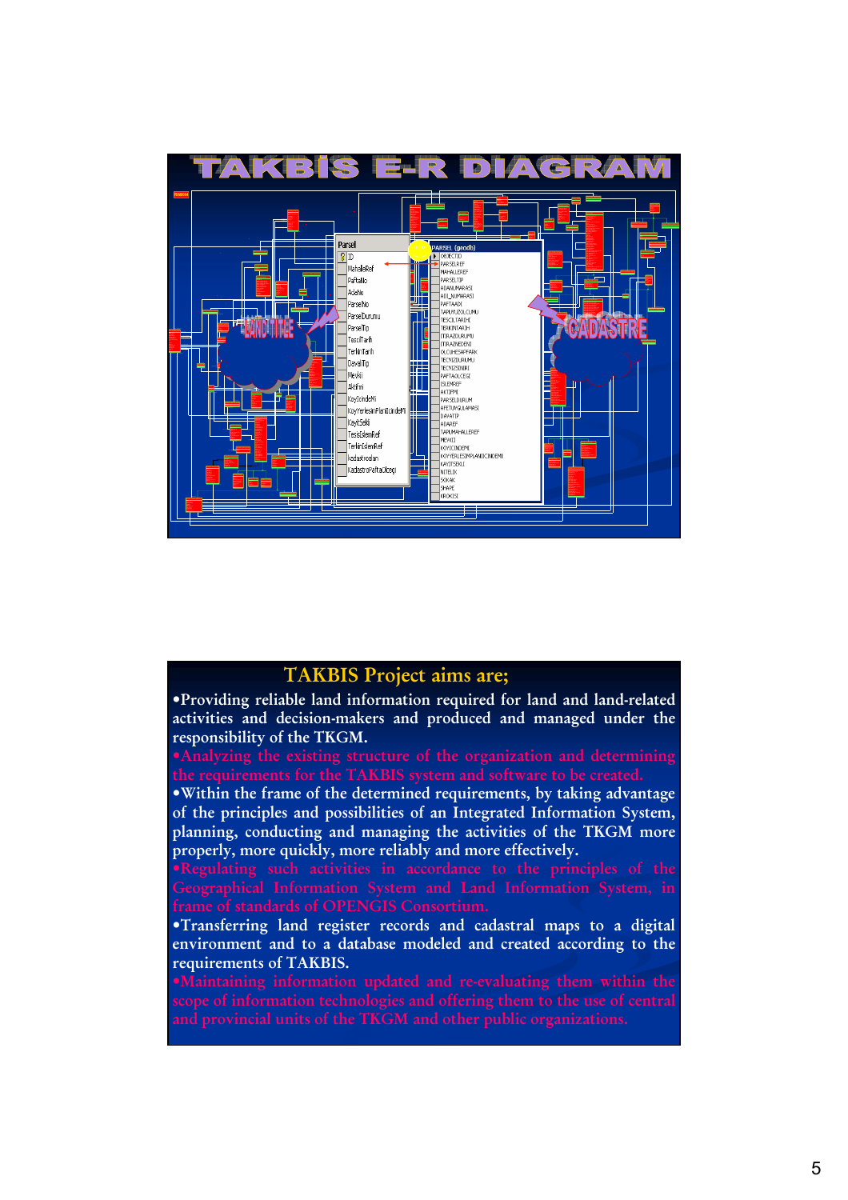# TAKBİS E-R DIAGRAM

## TAKBIS Project aims are;

- Providing reliable land information required for land and land-related activities and decision-makers and produced and managed under the responsibility of the TKGM.
- Analyzing the existing structure of the organization and determining the requirements for the TAKBIS system and software to be created.
- Within the frame of the determined requirements, by taking advantage of the principles and possibilities of an Integrated Information System, planning, conducting and managing the activities of the TKGM more properly, more quickly, more reliably and more effectively.
- Regulating such activities in accordance to the principles of the Geographical Information System and Land Information System, in frame of standards of OPENGIS Consortium.
- Transferring land register records and cadastral maps to a digital environment and to a database modeled and created according to the requirements of TAKBIS.
- Maintaining information updated and re-evaluating them within the scope of information technologies and offering them to the use of central and provincial units of the TKGM and other public organizations.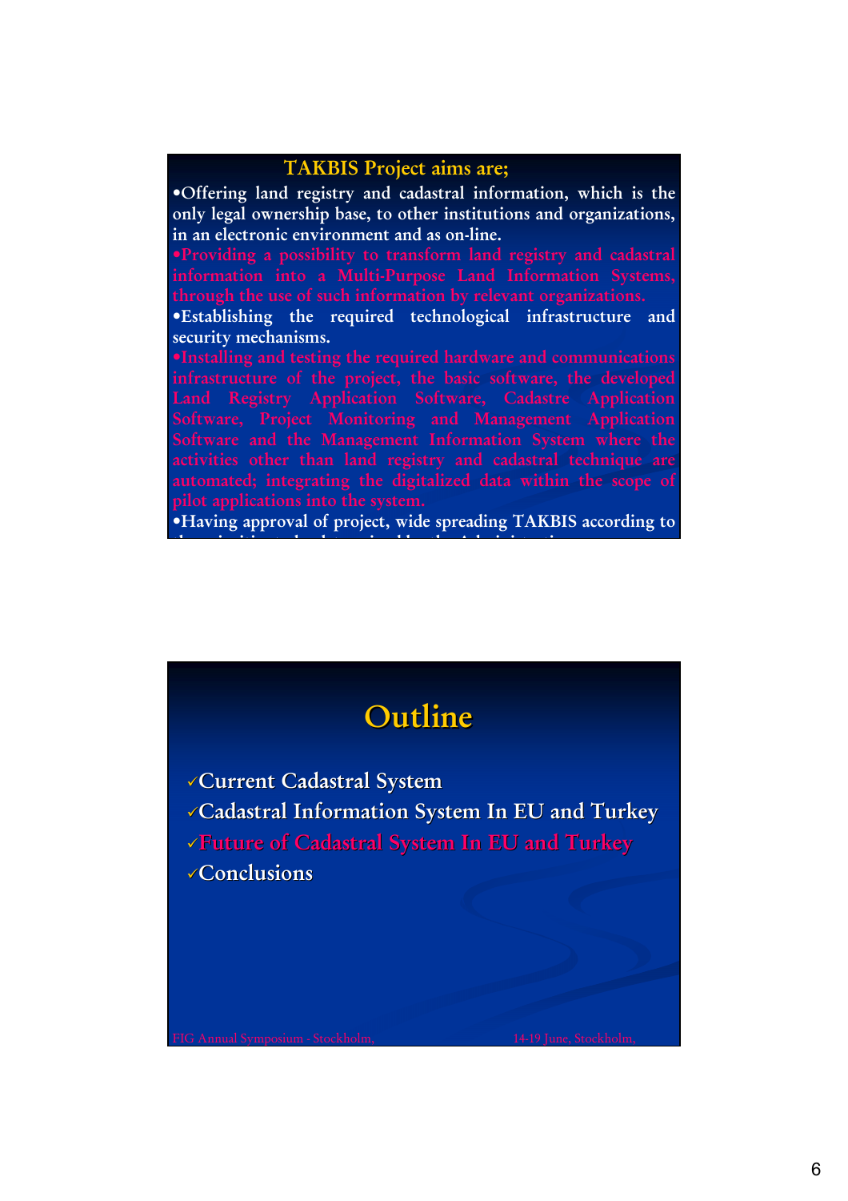## TAKBIS Project aims are;

- Offering land registry and cadastral information, which is the only legal ownership base, to other institutions and organizations, in an electronic environment and as on-line.
- Providing a possibility to transform land registry and cadastral information into a Multi-Purpose Land Information Systems, through the use of such information by relevant organizations.
- Establishing the required technological infrastructure and security mechanisms.
- Installing and testing the required hardware and communications infrastructure of the project, the basic software, the developed Land Registry Application Software, Cadastre Application Software, Project Monitoring and Management Application Software and the Management Information System where the activities other than land registry and cadastral technique are automated; integrating the digitalized data within the scope of pilot applications into the system.
- Having approval of project, wide spreading TAKBIS according to

## Outline

- ✓Current Cadastral System
- ✓Cadastral Information System In EU and Turkey
- ✓Future of Cadastral System In EU and Turkey
- ✓Conclusions

FIG Annual Symposium - Stockholm, 14-19 June, Stockholm,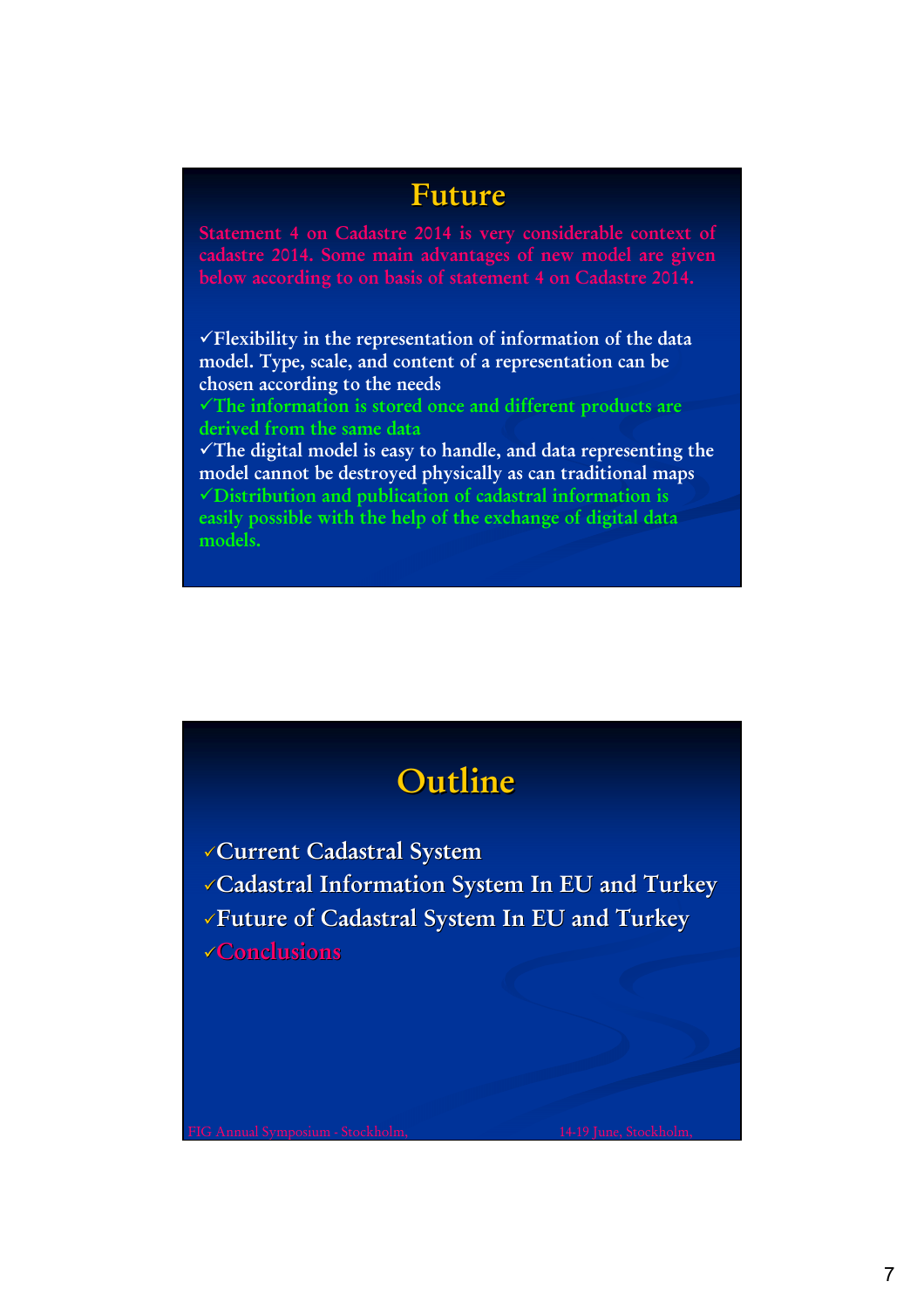## Future

Statement 4 on Cadastre 2014 is very considerable context of cadastre 2014. Some main advantages of new model are given below according to on basis of statement 4 on Cadastre 2014.

- ✓Flexibility in the representation of information of the data model. Type, scale, and content of a representation can be chosen according to the needs
- ✓The information is stored once and different products are derived from the same data
- ✓The digital model is easy to handle, and data representing the model cannot be destroyed physically as can traditional maps
- ✓Distribution and publication of cadastral information is easily possible with the help of the exchange of digital data models.

## Outline

- ✓Current Cadastral System
- ✓Cadastral Information System In EU and Turkey
- ✓Future of Cadastral System In EU and Turkey
- ✓Conclusions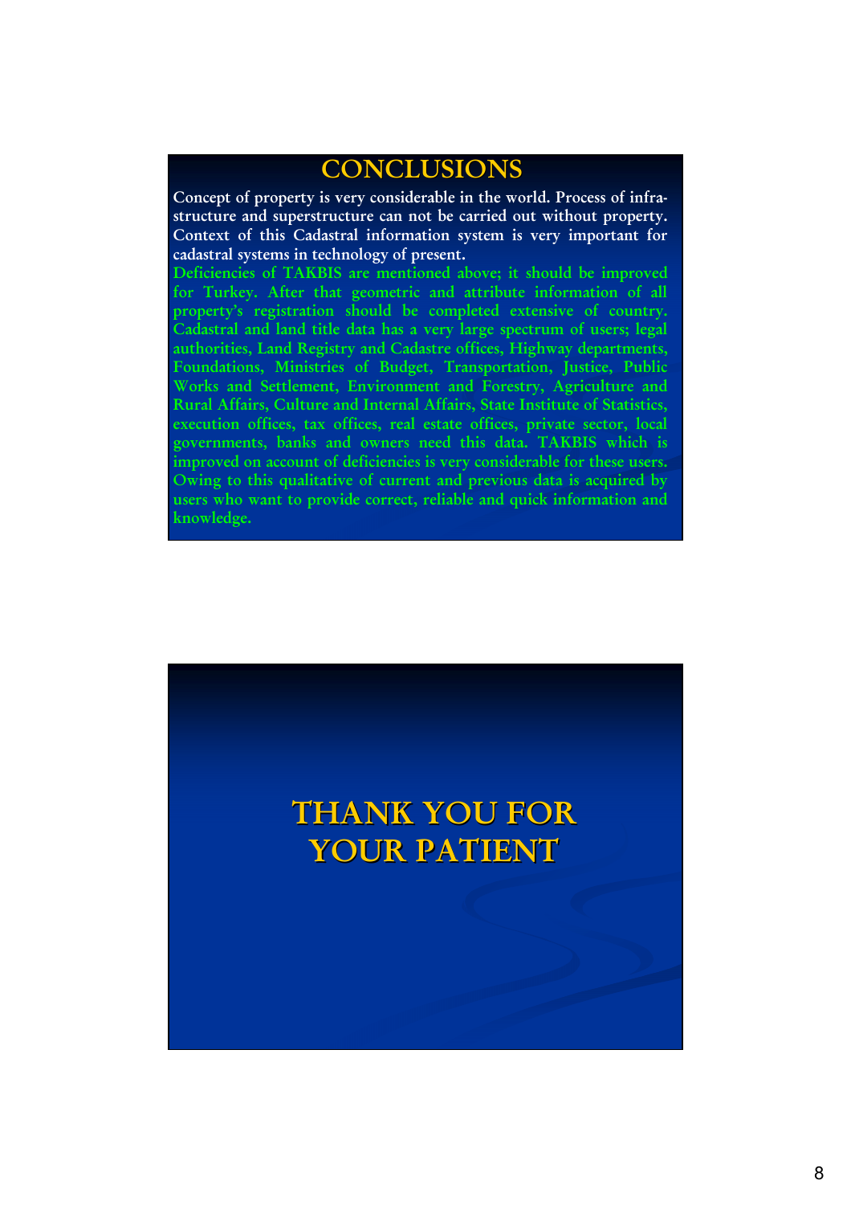# CONCLUSIONS

Concept of property is very considerable in the world. Process of infra-structure and superstructure can not be carried out without property. Context of this Cadastral information system is very important for cadastral systems in technology of present.

Deficiencies of TAKBIS are mentioned above; it should be improved for Turkey. After that geometric and attribute information of all property's registration should be completed extensive of country. Cadastral and land title data has a very large spectrum of users; legal authorities, Land Registry and Cadastre offices, Highway departments, Foundations, Ministries of Budget, Transportation, Justice, Public Works and Settlement, Environment and Forestry, Agriculture and Rural Affairs, Culture and Internal Affairs, State Institute of Statistics, execution offices, tax offices, real estate offices, private sector, local governments, banks and owners need this data. TAKBIS which is improved on account of deficiencies is very considerable for these users. Owing to this qualitative of current and previous data is acquired by users who want to provide correct, reliable and quick information and knowledge.

# THANK YOU FOR YOUR PATIENT